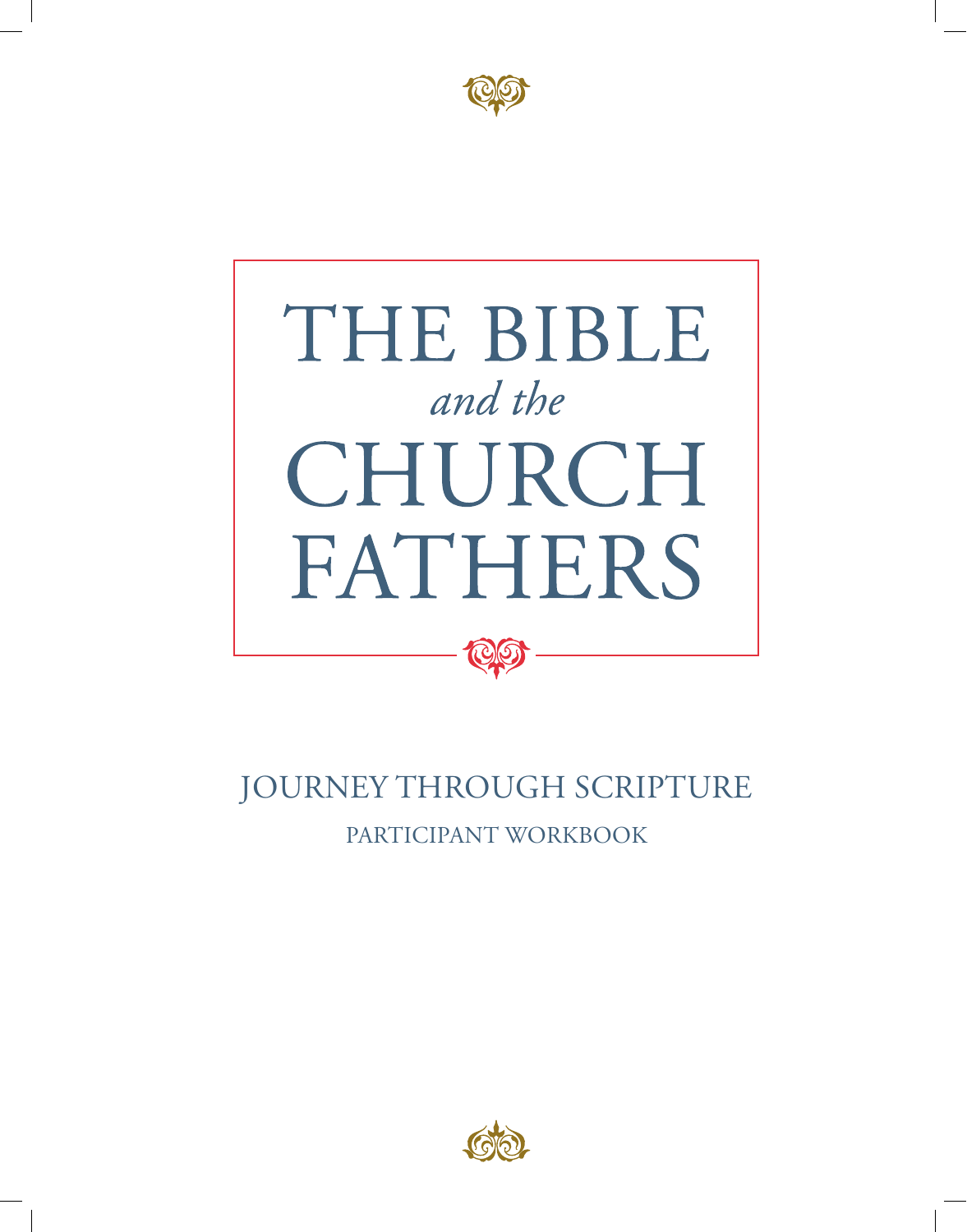# THE BIBLE *and the* CHURCH FATHERS

## JOURNEY THROUGH SCRIPTURE

### PARTICIPANT WORKBOOK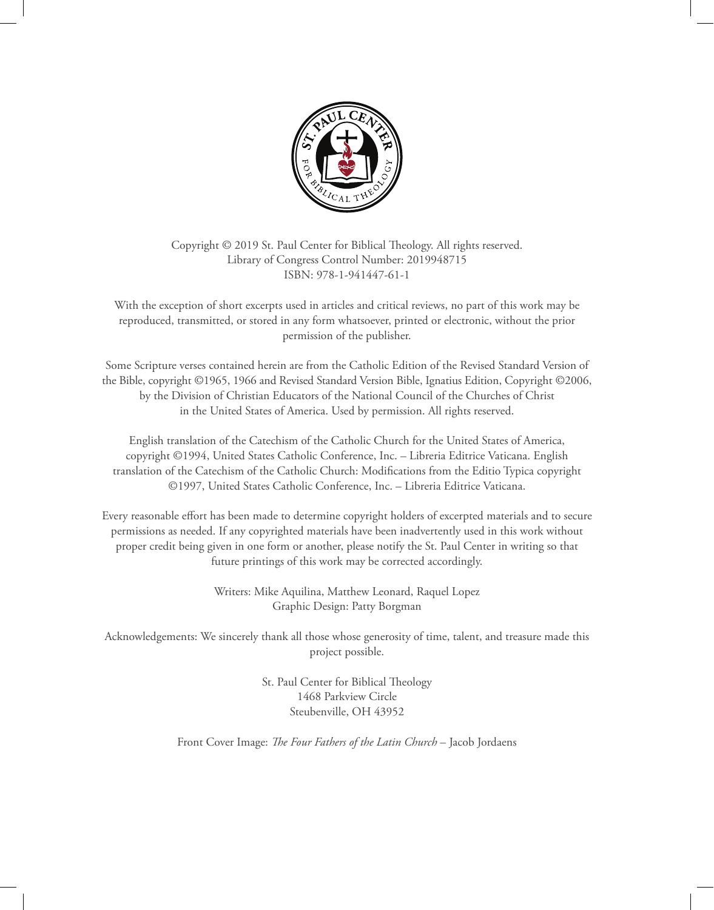Copyright © 2019 St. Paul Center for Biblical Theology. All rights reserved.
Library of Congress Control Number: 2019948715
ISBN: 978-1-941447-61-1

With the exception of short excerpts used in articles and critical reviews, no part of this work may be reproduced, transmitted, or stored in any form whatsoever, printed or electronic, without the prior permission of the publisher.

Some Scripture verses contained herein are from the Catholic Edition of the Revised Standard Version of the Bible, copyright ©1965, 1966 and Revised Standard Version Bible, Ignatius Edition, Copyright ©2006, by the Division of Christian Educators of the National Council of the Churches of Christ in the United States of America. Used by permission. All rights reserved.

English translation of the Catechism of the Catholic Church for the United States of America, copyright ©1994, United States Catholic Conference, Inc. – Libreria Editrice Vaticana. English translation of the Catechism of the Catholic Church: Modifications from the Editio Typica copyright ©1997, United States Catholic Conference, Inc. – Libreria Editrice Vaticana.

Every reasonable effort has been made to determine copyright holders of excerpted materials and to secure permissions as needed. If any copyrighted materials have been inadvertently used in this work without proper credit being given in one form or another, please notify the St. Paul Center in writing so that future printings of this work may be corrected accordingly.

Writers: Mike Aquilina, Matthew Leonard, Raquel Lopez
Graphic Design: Patty Borgman

Acknowledgements: We sincerely thank all those whose generosity of time, talent, and treasure made this project possible.

St. Paul Center for Biblical Theology
1468 Parkview Circle
Steubenville, OH 43952

Front Cover Image: *The Four Fathers of the Latin Church* – Jacob Jordaens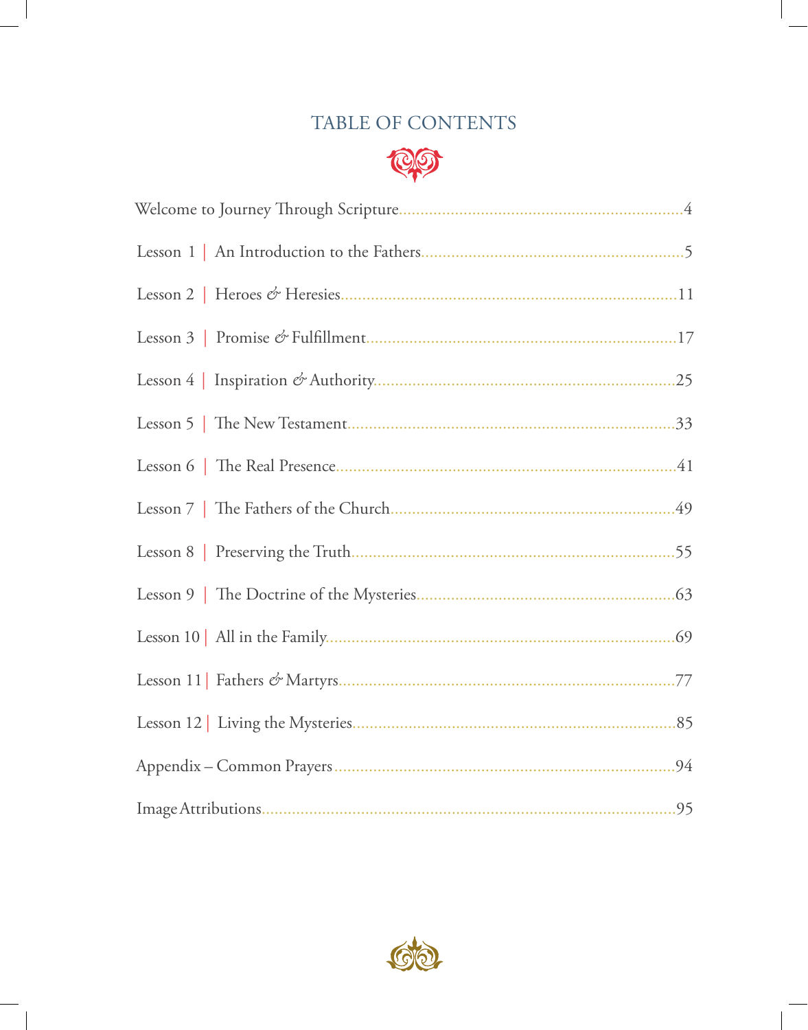# TABLE OF CONTENTS

Welcome to Journey Through Scripture....................4

Lesson 1 | An Introduction to the Fathers....................5

Lesson 2 | Heroes & Heresies....................11

Lesson 3 | Promise & Fulfillment....................17

Lesson 4 | Inspiration & Authority....................25

Lesson 5 | The New Testament....................33

Lesson 6 | The Real Presence....................41

Lesson 7 | The Fathers of the Church....................49

Lesson 8 | Preserving the Truth....................55

Lesson 9 | The Doctrine of the Mysteries....................63

Lesson 10 | All in the Family....................69

Lesson 11 | Fathers & Martyrs....................77

Lesson 12 | Living the Mysteries....................85

Appendix – Common Prayers....................94

Image Attributions....................95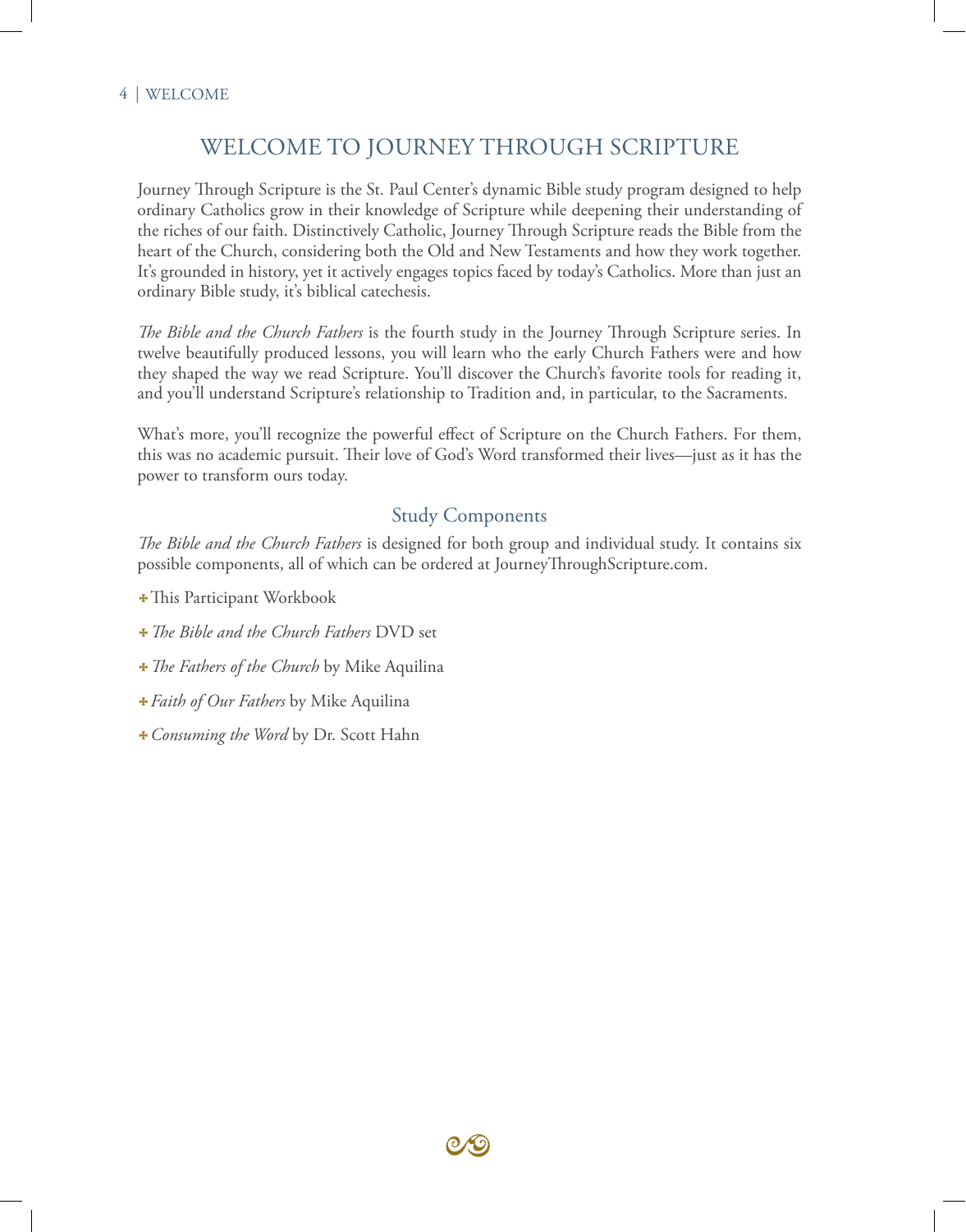# WELCOME TO JOURNEY THROUGH SCRIPTURE

Journey Through Scripture is the St. Paul Center's dynamic Bible study program designed to help ordinary Catholics grow in their knowledge of Scripture while deepening their understanding of the riches of our faith. Distinctively Catholic, Journey Through Scripture reads the Bible from the heart of the Church, considering both the Old and New Testaments and how they work together. It's grounded in history, yet it actively engages topics faced by today's Catholics. More than just an ordinary Bible study, it's biblical catechesis.

*The Bible and the Church Fathers* is the fourth study in the Journey Through Scripture series. In twelve beautifully produced lessons, you will learn who the early Church Fathers were and how they shaped the way we read Scripture. You'll discover the Church's favorite tools for reading it, and you'll understand Scripture's relationship to Tradition and, in particular, to the Sacraments.

What's more, you'll recognize the powerful effect of Scripture on the Church Fathers. For them, this was no academic pursuit. Their love of God's Word transformed their lives—just as it has the power to transform ours today.

## Study Components

*The Bible and the Church Fathers* is designed for both group and individual study. It contains six possible components, all of which can be ordered at JourneyThroughScripture.com.

- This Participant Workbook
- *The Bible and the Church Fathers* DVD set
- *The Fathers of the Church* by Mike Aquilina
- *Faith of Our Fathers* by Mike Aquilina
- *Consuming the Word* by Dr. Scott Hahn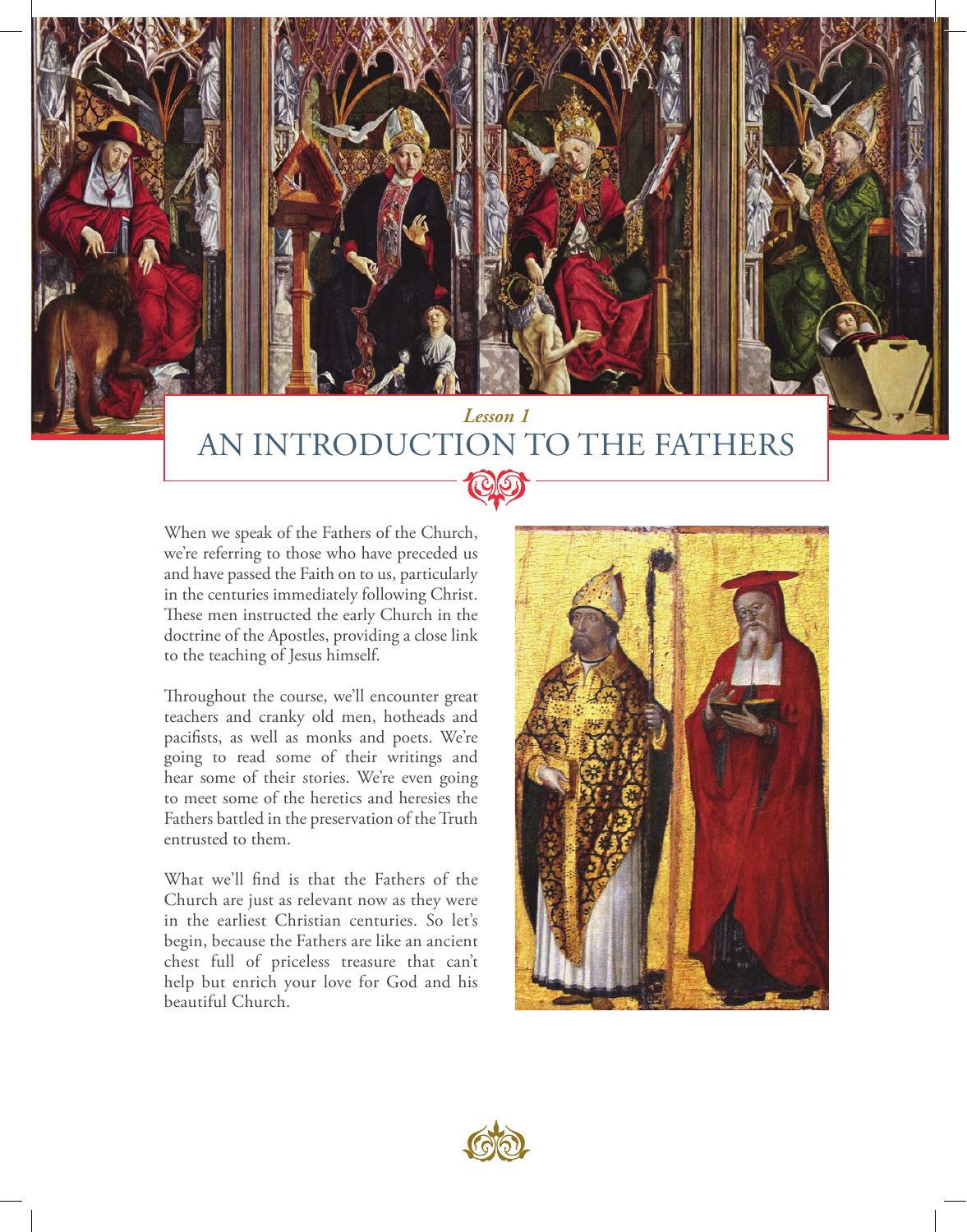*Lesson 1*

# AN INTRODUCTION TO THE FATHERS

When we speak of the Fathers of the Church, we're referring to those who have preceded us and have passed the Faith on to us, particularly in the centuries immediately following Christ. These men instructed the early Church in the doctrine of the Apostles, providing a close link to the teaching of Jesus himself.

Throughout the course, we'll encounter great teachers and cranky old men, hotheads and pacifists, as well as monks and poets. We're going to read some of their writings and hear some of their stories. We're even going to meet some of the heretics and heresies the Fathers battled in the preservation of the Truth entrusted to them.

What we'll find is that the Fathers of the Church are just as relevant now as they were in the earliest Christian centuries. So let's begin, because the Fathers are like an ancient chest full of priceless treasure that can't help but enrich your love for God and his beautiful Church.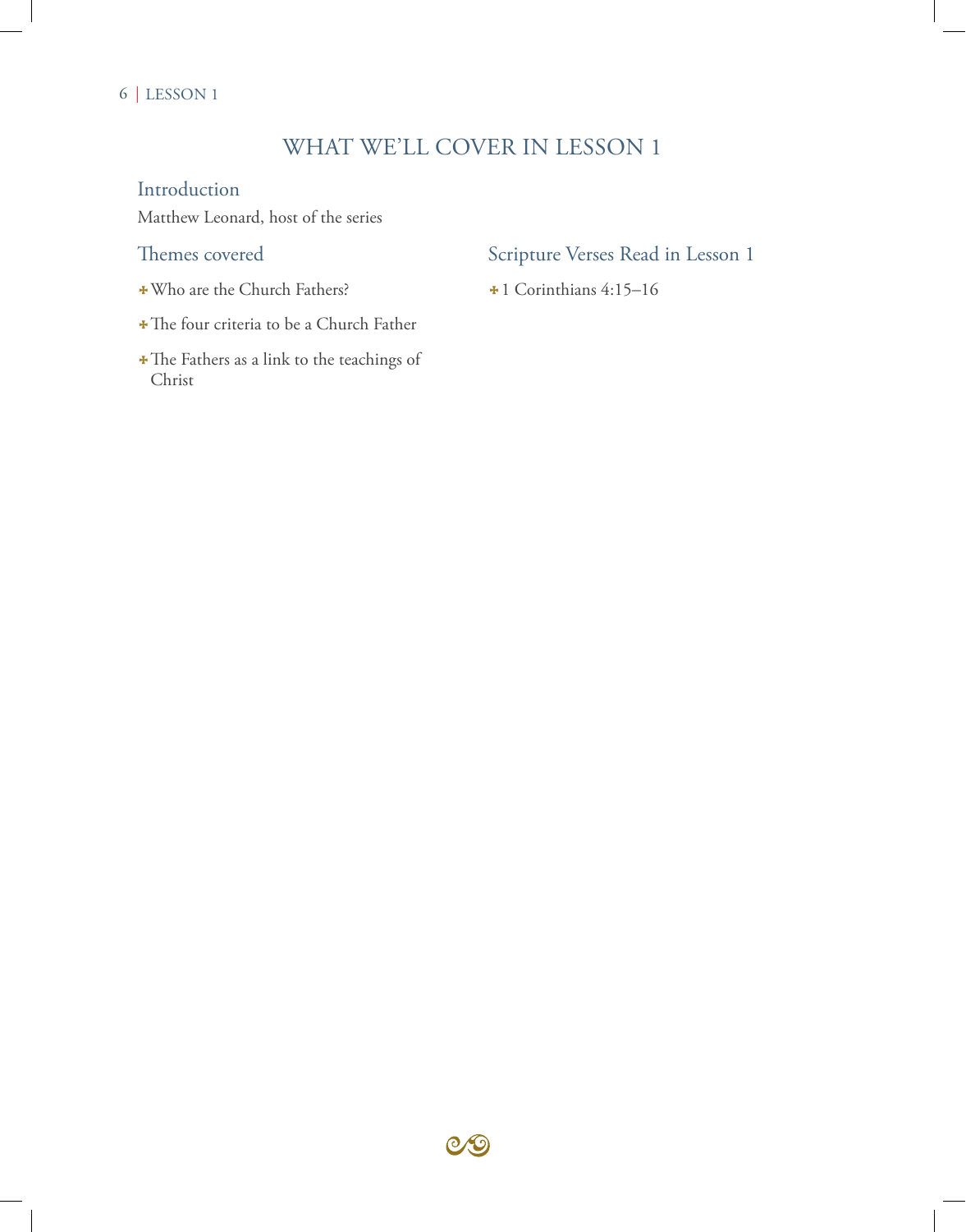# WHAT WE'LL COVER IN LESSON 1

## Introduction

Matthew Leonard, host of the series

## Themes covered

- Who are the Church Fathers?
- The four criteria to be a Church Father
- The Fathers as a link to the teachings of Christ

## Scripture Verses Read in Lesson 1

- 1 Corinthians 4:15–16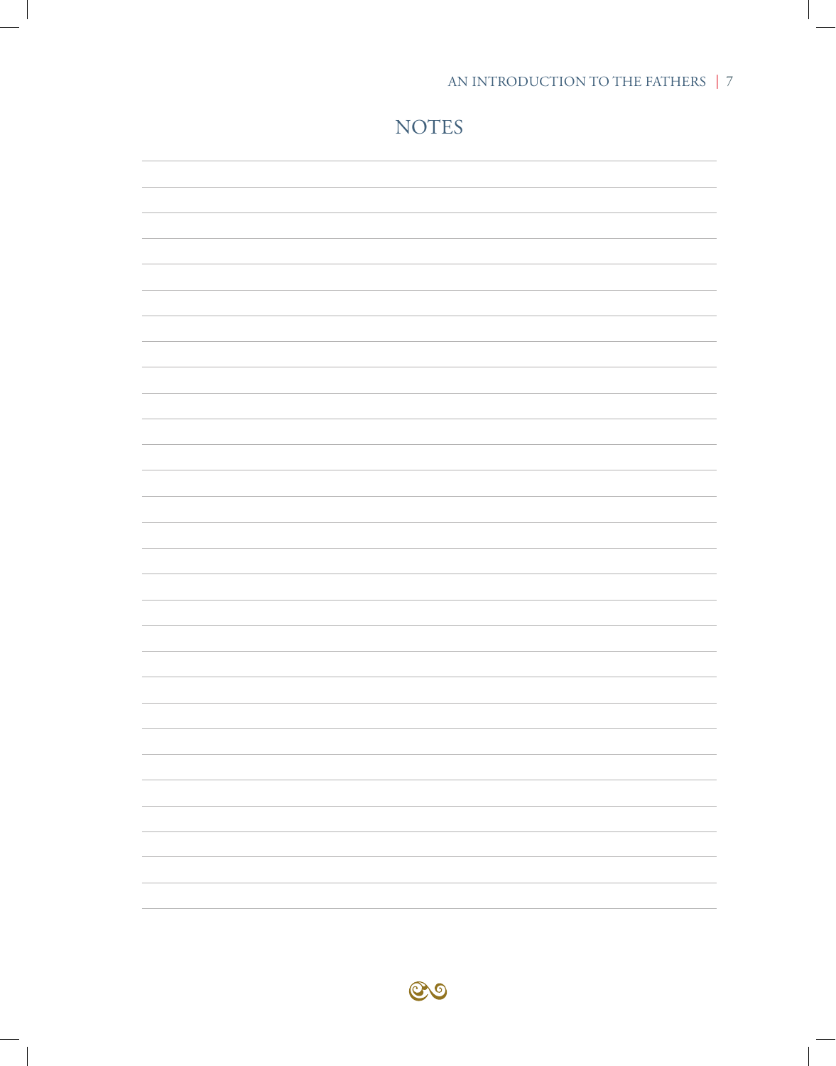## NOTES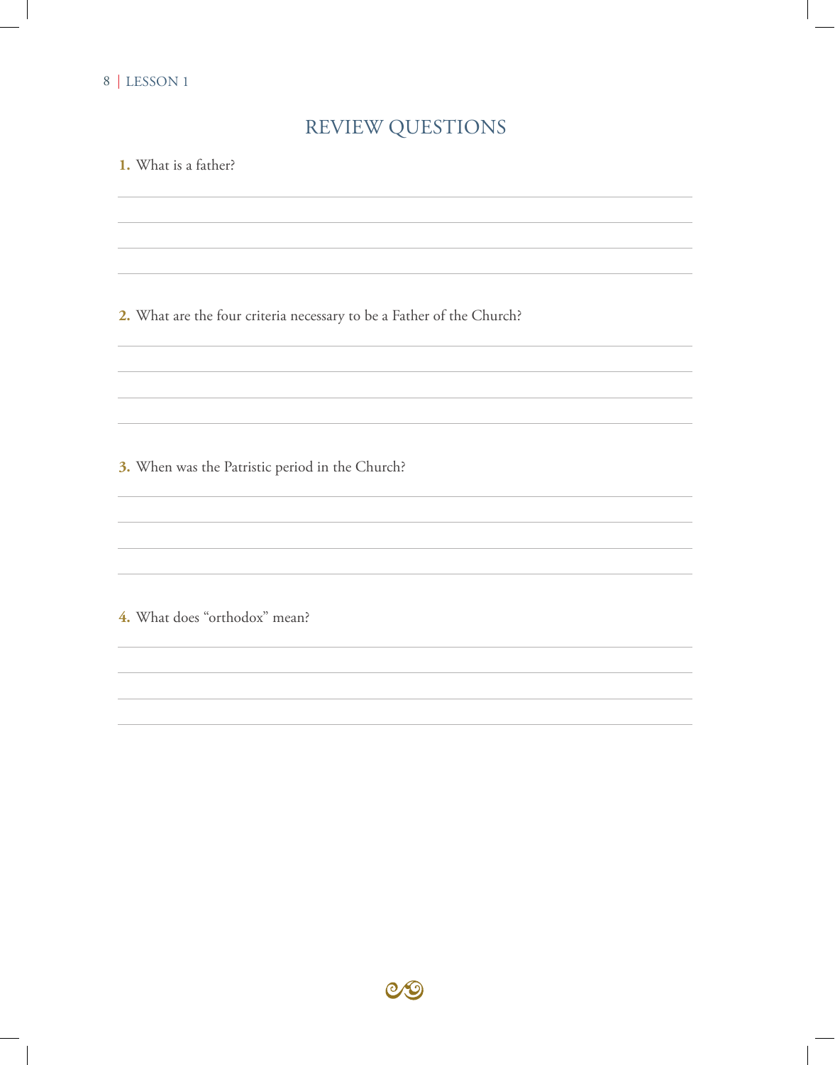## REVIEW QUESTIONS

**1.** What is a father?

**2.** What are the four criteria necessary to be a Father of the Church?

**3.** When was the Patristic period in the Church?

**4.** What does "orthodox" mean?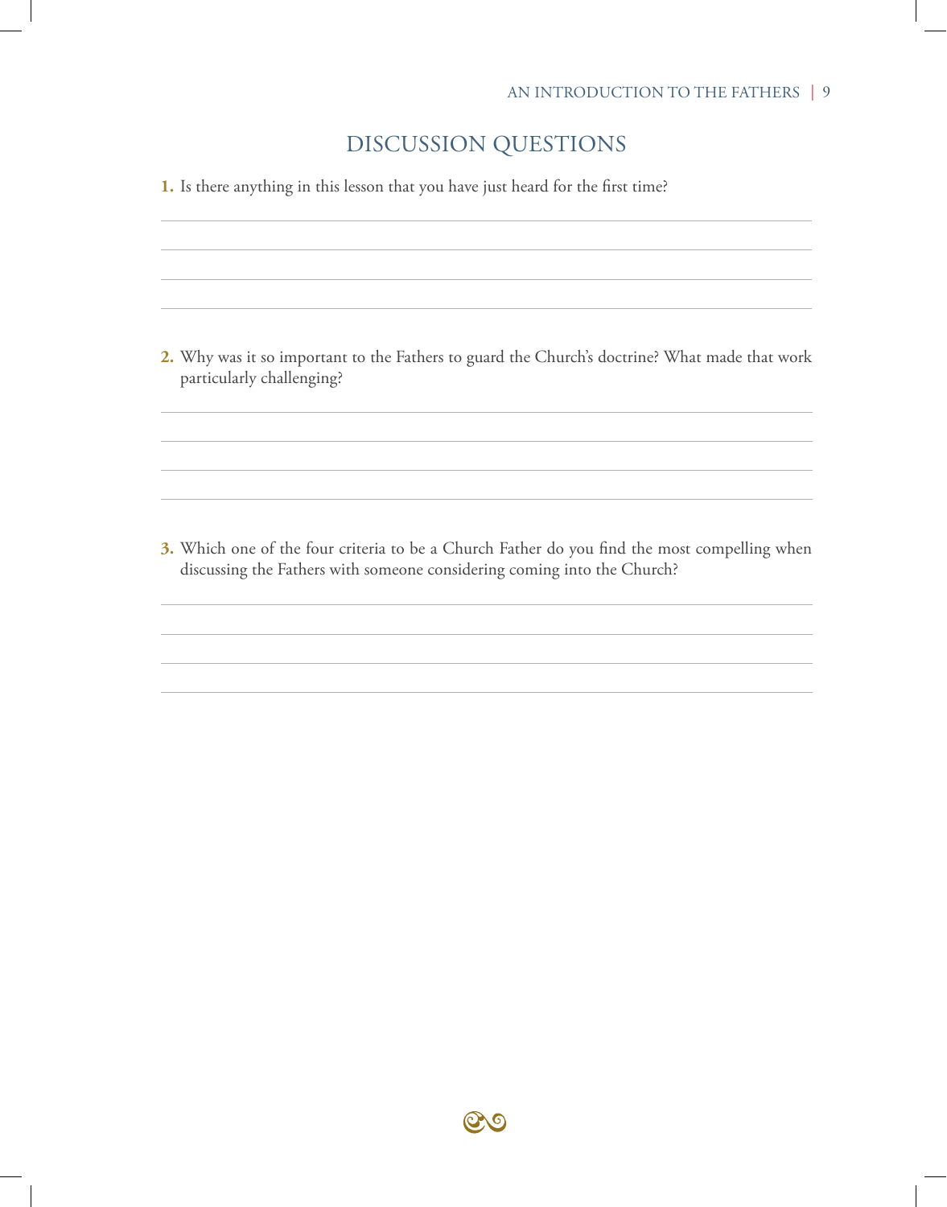## DISCUSSION QUESTIONS

**1.** Is there anything in this lesson that you have just heard for the first time?

**2.** Why was it so important to the Fathers to guard the Church's doctrine? What made that work particularly challenging?

**3.** Which one of the four criteria to be a Church Father do you find the most compelling when discussing the Fathers with someone considering coming into the Church?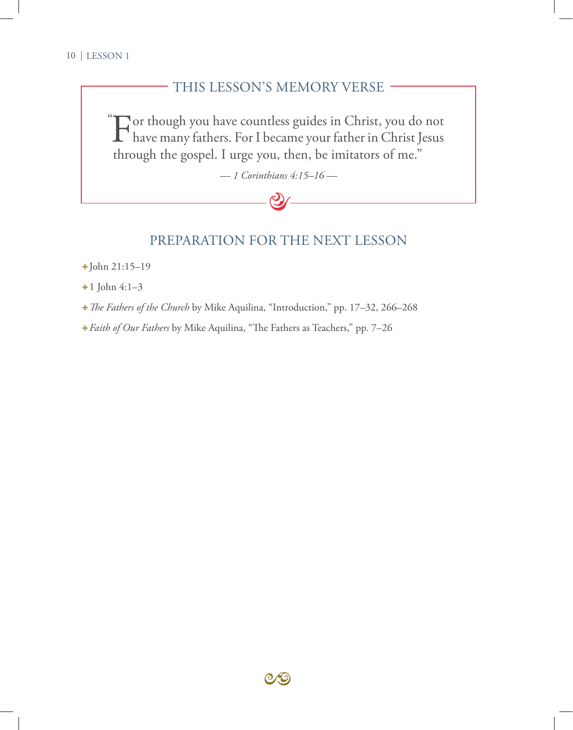## THIS LESSON'S MEMORY VERSE

"For though you have countless guides in Christ, you do not have many fathers. For I became your father in Christ Jesus through the gospel. I urge you, then, be imitators of me."

*— 1 Corinthians 4:15–16 —*

## PREPARATION FOR THE NEXT LESSON

- John 21:15–19
- 1 John 4:1–3
- *The Fathers of the Church* by Mike Aquilina, "Introduction," pp. 17–32, 266–268
- *Faith of Our Fathers* by Mike Aquilina, "The Fathers as Teachers," pp. 7–26